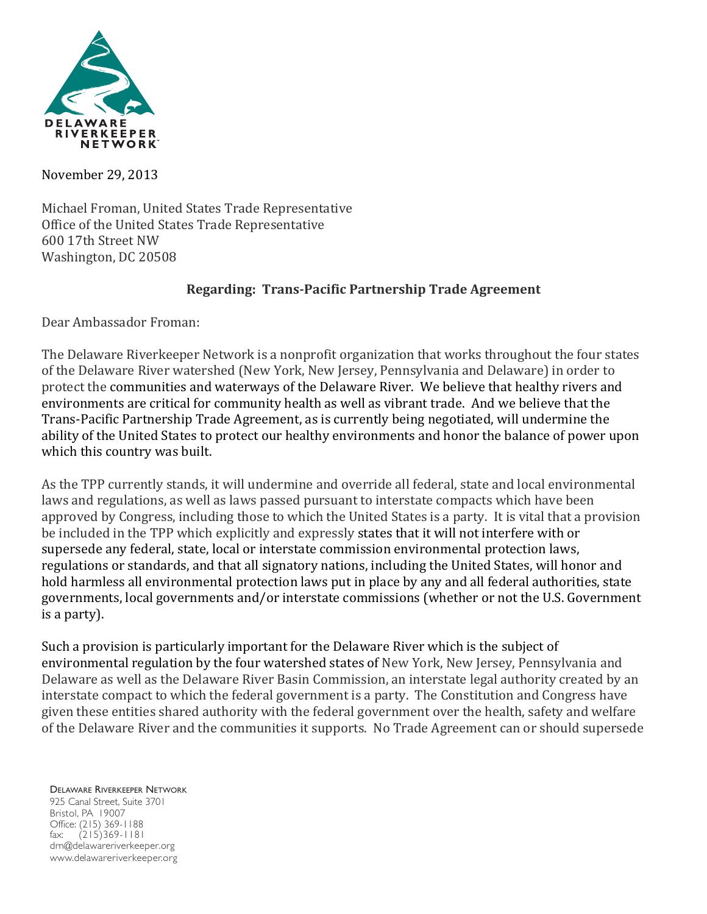DELAWARE RIVERKEEPER NETWORK

November 29, 2013

Michael Froman, United States Trade Representative
Office of the United States Trade Representative
600 17th Street NW
Washington, DC 20508

**Regarding: Trans-Pacific Partnership Trade Agreement**

Dear Ambassador Froman:

The Delaware Riverkeeper Network is a nonprofit organization that works throughout the four states of the Delaware River watershed (New York, New Jersey, Pennsylvania and Delaware) in order to protect the communities and waterways of the Delaware River. We believe that healthy rivers and environments are critical for community health as well as vibrant trade. And we believe that the Trans-Pacific Partnership Trade Agreement, as is currently being negotiated, will undermine the ability of the United States to protect our healthy environments and honor the balance of power upon which this country was built.

As the TPP currently stands, it will undermine and override all federal, state and local environmental laws and regulations, as well as laws passed pursuant to interstate compacts which have been approved by Congress, including those to which the United States is a party. It is vital that a provision be included in the TPP which explicitly and expressly states that it will not interfere with or supersede any federal, state, local or interstate commission environmental protection laws, regulations or standards, and that all signatory nations, including the United States, will honor and hold harmless all environmental protection laws put in place by any and all federal authorities, state governments, local governments and/or interstate commissions (whether or not the U.S. Government is a party).

Such a provision is particularly important for the Delaware River which is the subject of environmental regulation by the four watershed states of New York, New Jersey, Pennsylvania and Delaware as well as the Delaware River Basin Commission, an interstate legal authority created by an interstate compact to which the federal government is a party. The Constitution and Congress have given these entities shared authority with the federal government over the health, safety and welfare of the Delaware River and the communities it supports. No Trade Agreement can or should supersede

DELAWARE RIVERKEEPER NETWORK
925 Canal Street, Suite 3701
Bristol, PA 19007
Office: (215) 369-1188
fax: (215)369-1181
drn@delawareriverkeeper.org
www.delawareriverkeeper.org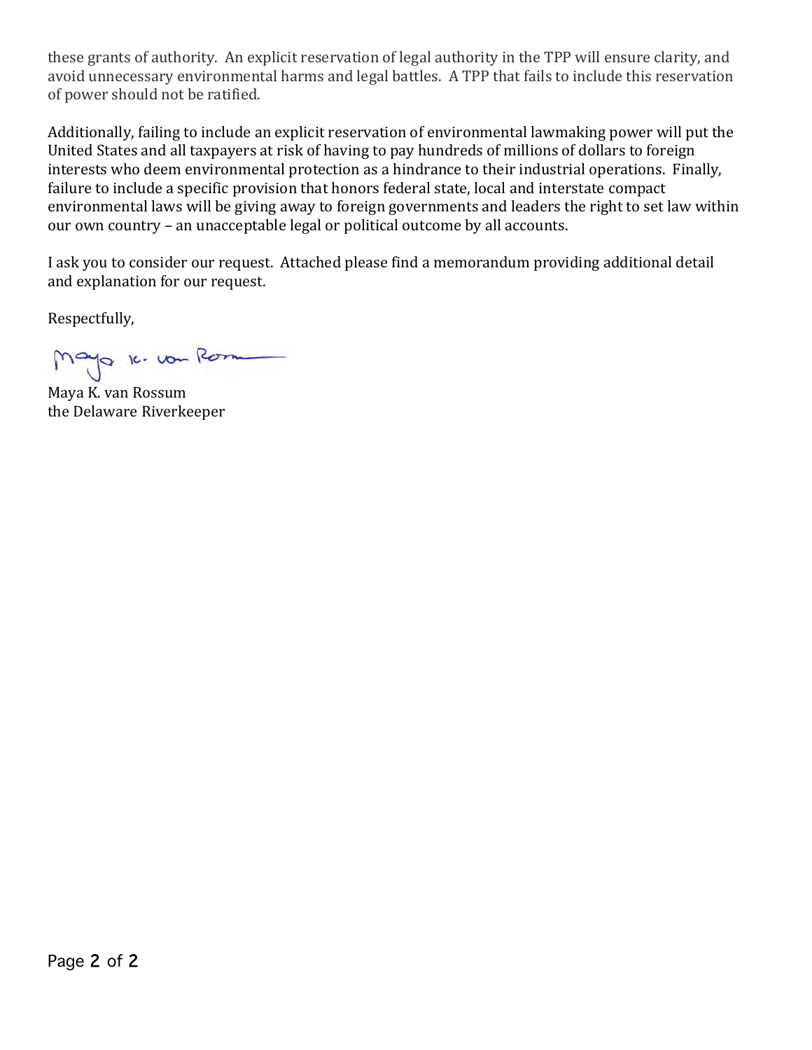these grants of authority. An explicit reservation of legal authority in the TPP will ensure clarity, and avoid unnecessary environmental harms and legal battles. A TPP that fails to include this reservation of power should not be ratified.

Additionally, failing to include an explicit reservation of environmental lawmaking power will put the United States and all taxpayers at risk of having to pay hundreds of millions of dollars to foreign interests who deem environmental protection as a hindrance to their industrial operations. Finally, failure to include a specific provision that honors federal state, local and interstate compact environmental laws will be giving away to foreign governments and leaders the right to set law within our own country – an unacceptable legal or political outcome by all accounts.

I ask you to consider our request. Attached please find a memorandum providing additional detail and explanation for our request.

Respectfully,

Maya K. van Rossum
the Delaware Riverkeeper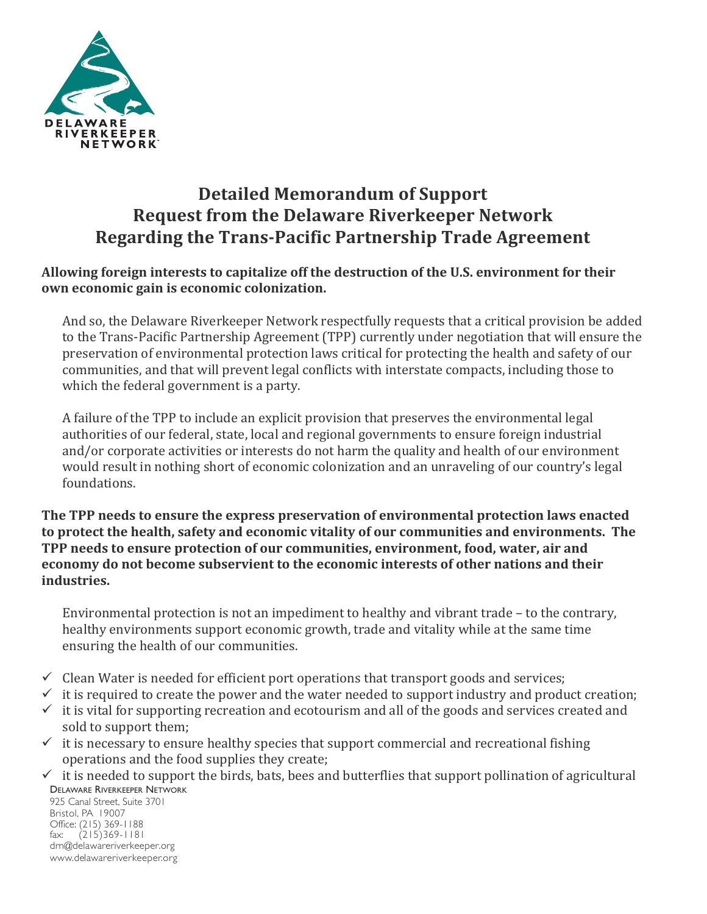# Detailed Memorandum of Support Request from the Delaware Riverkeeper Network Regarding the Trans-Pacific Partnership Trade Agreement

**Allowing foreign interests to capitalize off the destruction of the U.S. environment for their own economic gain is economic colonization.**

And so, the Delaware Riverkeeper Network respectfully requests that a critical provision be added to the Trans-Pacific Partnership Agreement (TPP) currently under negotiation that will ensure the preservation of environmental protection laws critical for protecting the health and safety of our communities, and that will prevent legal conflicts with interstate compacts, including those to which the federal government is a party.

A failure of the TPP to include an explicit provision that preserves the environmental legal authorities of our federal, state, local and regional governments to ensure foreign industrial and/or corporate activities or interests do not harm the quality and health of our environment would result in nothing short of economic colonization and an unraveling of our country's legal foundations.

**The TPP needs to ensure the express preservation of environmental protection laws enacted to protect the health, safety and economic vitality of our communities and environments. The TPP needs to ensure protection of our communities, environment, food, water, air and economy do not become subservient to the economic interests of other nations and their industries.**

Environmental protection is not an impediment to healthy and vibrant trade – to the contrary, healthy environments support economic growth, trade and vitality while at the same time ensuring the health of our communities.

- ✓ Clean Water is needed for efficient port operations that transport goods and services;
- ✓ it is required to create the power and the water needed to support industry and product creation;
- ✓ it is vital for supporting recreation and ecotourism and all of the goods and services created and sold to support them;
- ✓ it is necessary to ensure healthy species that support commercial and recreational fishing operations and the food supplies they create;
- ✓ it is needed to support the birds, bats, bees and butterflies that support pollination of agricultural

Delaware Riverkeeper Network
925 Canal Street, Suite 3701
Bristol, PA 19007
Office: (215) 369-1188
fax: (215)369-1181
drn@delawareriverkeeper.org
www.delawareriverkeeper.org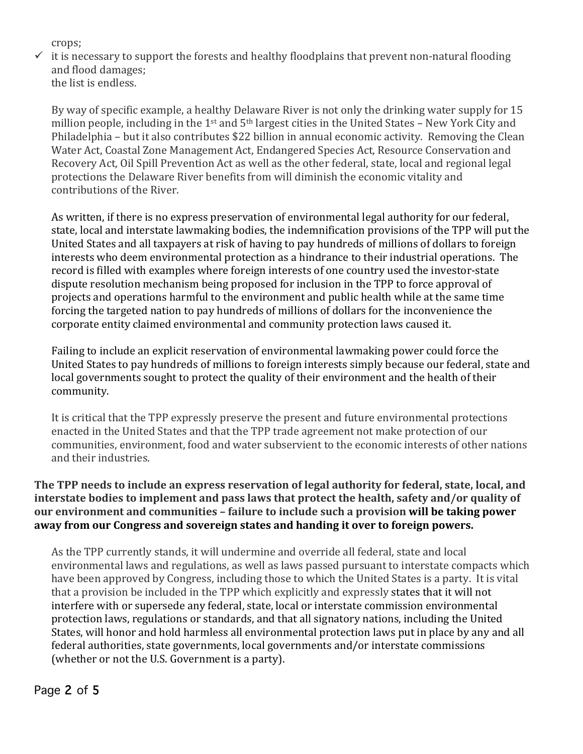crops;

- ✓ it is necessary to support the forests and healthy floodplains that prevent non-natural flooding and flood damages;

the list is endless.

By way of specific example, a healthy Delaware River is not only the drinking water supply for 15 million people, including in the 1st and 5th largest cities in the United States – New York City and Philadelphia – but it also contributes $22 billion in annual economic activity. Removing the Clean Water Act, Coastal Zone Management Act, Endangered Species Act, Resource Conservation and Recovery Act, Oil Spill Prevention Act as well as the other federal, state, local and regional legal protections the Delaware River benefits from will diminish the economic vitality and contributions of the River.

As written, if there is no express preservation of environmental legal authority for our federal, state, local and interstate lawmaking bodies, the indemnification provisions of the TPP will put the United States and all taxpayers at risk of having to pay hundreds of millions of dollars to foreign interests who deem environmental protection as a hindrance to their industrial operations. The record is filled with examples where foreign interests of one country used the investor-state dispute resolution mechanism being proposed for inclusion in the TPP to force approval of projects and operations harmful to the environment and public health while at the same time forcing the targeted nation to pay hundreds of millions of dollars for the inconvenience the corporate entity claimed environmental and community protection laws caused it.

Failing to include an explicit reservation of environmental lawmaking power could force the United States to pay hundreds of millions to foreign interests simply because our federal, state and local governments sought to protect the quality of their environment and the health of their community.

It is critical that the TPP expressly preserve the present and future environmental protections enacted in the United States and that the TPP trade agreement not make protection of our communities, environment, food and water subservient to the economic interests of other nations and their industries.

**The TPP needs to include an express reservation of legal authority for federal, state, local, and interstate bodies to implement and pass laws that protect the health, safety and/or quality of our environment and communities – failure to include such a provision will be taking power away from our Congress and sovereign states and handing it over to foreign powers.**

As the TPP currently stands, it will undermine and override all federal, state and local environmental laws and regulations, as well as laws passed pursuant to interstate compacts which have been approved by Congress, including those to which the United States is a party. It is vital that a provision be included in the TPP which explicitly and expressly states that it will not interfere with or supersede any federal, state, local or interstate commission environmental protection laws, regulations or standards, and that all signatory nations, including the United States, will honor and hold harmless all environmental protection laws put in place by any and all federal authorities, state governments, local governments and/or interstate commissions (whether or not the U.S. Government is a party).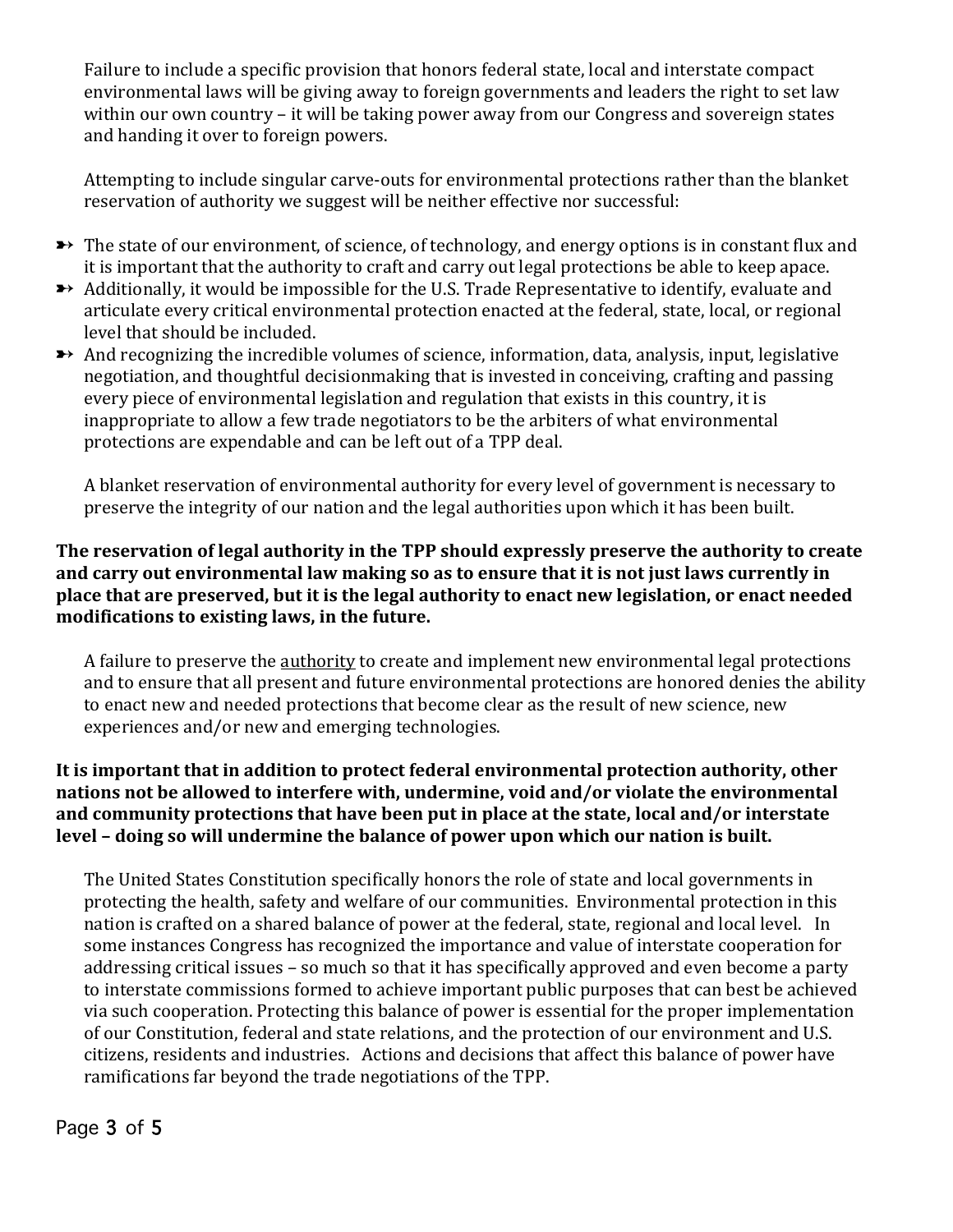Failure to include a specific provision that honors federal state, local and interstate compact environmental laws will be giving away to foreign governments and leaders the right to set law within our own country – it will be taking power away from our Congress and sovereign states and handing it over to foreign powers.

Attempting to include singular carve-outs for environmental protections rather than the blanket reservation of authority we suggest will be neither effective nor successful:

- The state of our environment, of science, of technology, and energy options is in constant flux and it is important that the authority to craft and carry out legal protections be able to keep apace.
- Additionally, it would be impossible for the U.S. Trade Representative to identify, evaluate and articulate every critical environmental protection enacted at the federal, state, local, or regional level that should be included.
- And recognizing the incredible volumes of science, information, data, analysis, input, legislative negotiation, and thoughtful decisionmaking that is invested in conceiving, crafting and passing every piece of environmental legislation and regulation that exists in this country, it is inappropriate to allow a few trade negotiators to be the arbiters of what environmental protections are expendable and can be left out of a TPP deal.

A blanket reservation of environmental authority for every level of government is necessary to preserve the integrity of our nation and the legal authorities upon which it has been built.

**The reservation of legal authority in the TPP should expressly preserve the authority to create and carry out environmental law making so as to ensure that it is not just laws currently in place that are preserved, but it is the legal authority to enact new legislation, or enact needed modifications to existing laws, in the future.**

A failure to preserve the <u>authority</u> to create and implement new environmental legal protections and to ensure that all present and future environmental protections are honored denies the ability to enact new and needed protections that become clear as the result of new science, new experiences and/or new and emerging technologies.

**It is important that in addition to protect federal environmental protection authority, other nations not be allowed to interfere with, undermine, void and/or violate the environmental and community protections that have been put in place at the state, local and/or interstate level – doing so will undermine the balance of power upon which our nation is built.**

The United States Constitution specifically honors the role of state and local governments in protecting the health, safety and welfare of our communities. Environmental protection in this nation is crafted on a shared balance of power at the federal, state, regional and local level. In some instances Congress has recognized the importance and value of interstate cooperation for addressing critical issues – so much so that it has specifically approved and even become a party to interstate commissions formed to achieve important public purposes that can best be achieved via such cooperation. Protecting this balance of power is essential for the proper implementation of our Constitution, federal and state relations, and the protection of our environment and U.S. citizens, residents and industries. Actions and decisions that affect this balance of power have ramifications far beyond the trade negotiations of the TPP.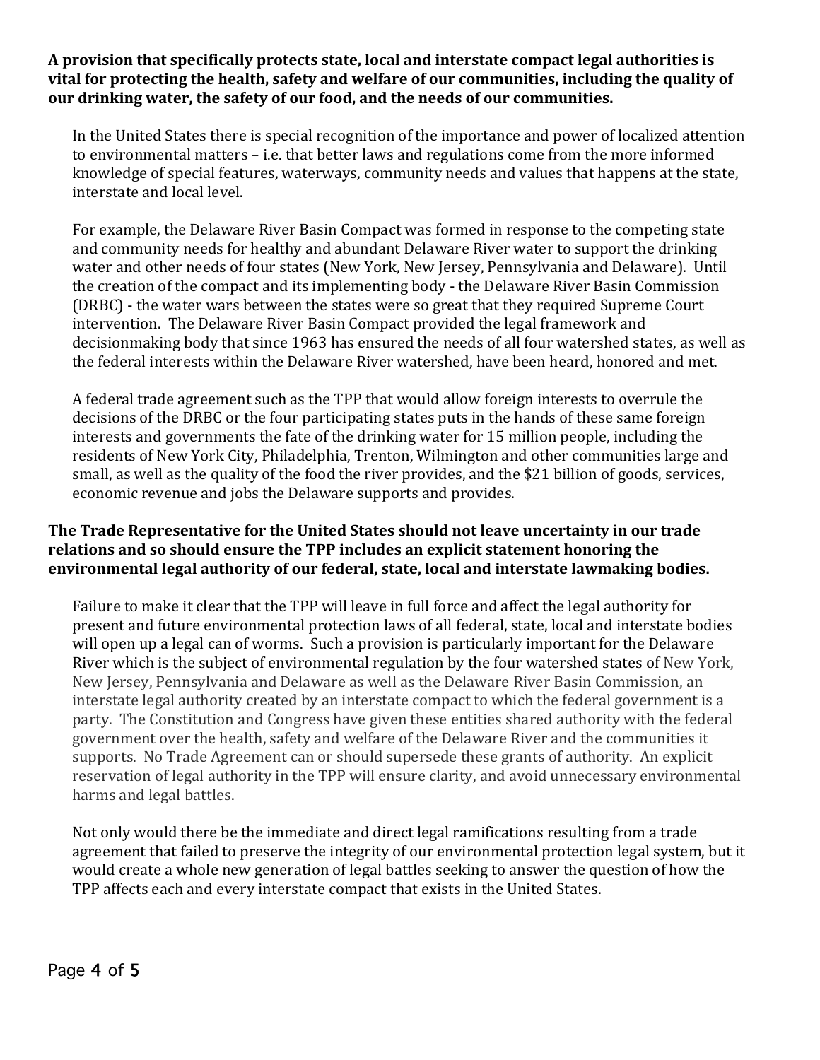**A provision that specifically protects state, local and interstate compact legal authorities is vital for protecting the health, safety and welfare of our communities, including the quality of our drinking water, the safety of our food, and the needs of our communities.**

In the United States there is special recognition of the importance and power of localized attention to environmental matters – i.e. that better laws and regulations come from the more informed knowledge of special features, waterways, community needs and values that happens at the state, interstate and local level.

For example, the Delaware River Basin Compact was formed in response to the competing state and community needs for healthy and abundant Delaware River water to support the drinking water and other needs of four states (New York, New Jersey, Pennsylvania and Delaware). Until the creation of the compact and its implementing body - the Delaware River Basin Commission (DRBC) - the water wars between the states were so great that they required Supreme Court intervention. The Delaware River Basin Compact provided the legal framework and decisionmaking body that since 1963 has ensured the needs of all four watershed states, as well as the federal interests within the Delaware River watershed, have been heard, honored and met.

A federal trade agreement such as the TPP that would allow foreign interests to overrule the decisions of the DRBC or the four participating states puts in the hands of these same foreign interests and governments the fate of the drinking water for 15 million people, including the residents of New York City, Philadelphia, Trenton, Wilmington and other communities large and small, as well as the quality of the food the river provides, and the $21 billion of goods, services, economic revenue and jobs the Delaware supports and provides.

**The Trade Representative for the United States should not leave uncertainty in our trade relations and so should ensure the TPP includes an explicit statement honoring the environmental legal authority of our federal, state, local and interstate lawmaking bodies.**

Failure to make it clear that the TPP will leave in full force and affect the legal authority for present and future environmental protection laws of all federal, state, local and interstate bodies will open up a legal can of worms. Such a provision is particularly important for the Delaware River which is the subject of environmental regulation by the four watershed states of New York, New Jersey, Pennsylvania and Delaware as well as the Delaware River Basin Commission, an interstate legal authority created by an interstate compact to which the federal government is a party. The Constitution and Congress have given these entities shared authority with the federal government over the health, safety and welfare of the Delaware River and the communities it supports. No Trade Agreement can or should supersede these grants of authority. An explicit reservation of legal authority in the TPP will ensure clarity, and avoid unnecessary environmental harms and legal battles.

Not only would there be the immediate and direct legal ramifications resulting from a trade agreement that failed to preserve the integrity of our environmental protection legal system, but it would create a whole new generation of legal battles seeking to answer the question of how the TPP affects each and every interstate compact that exists in the United States.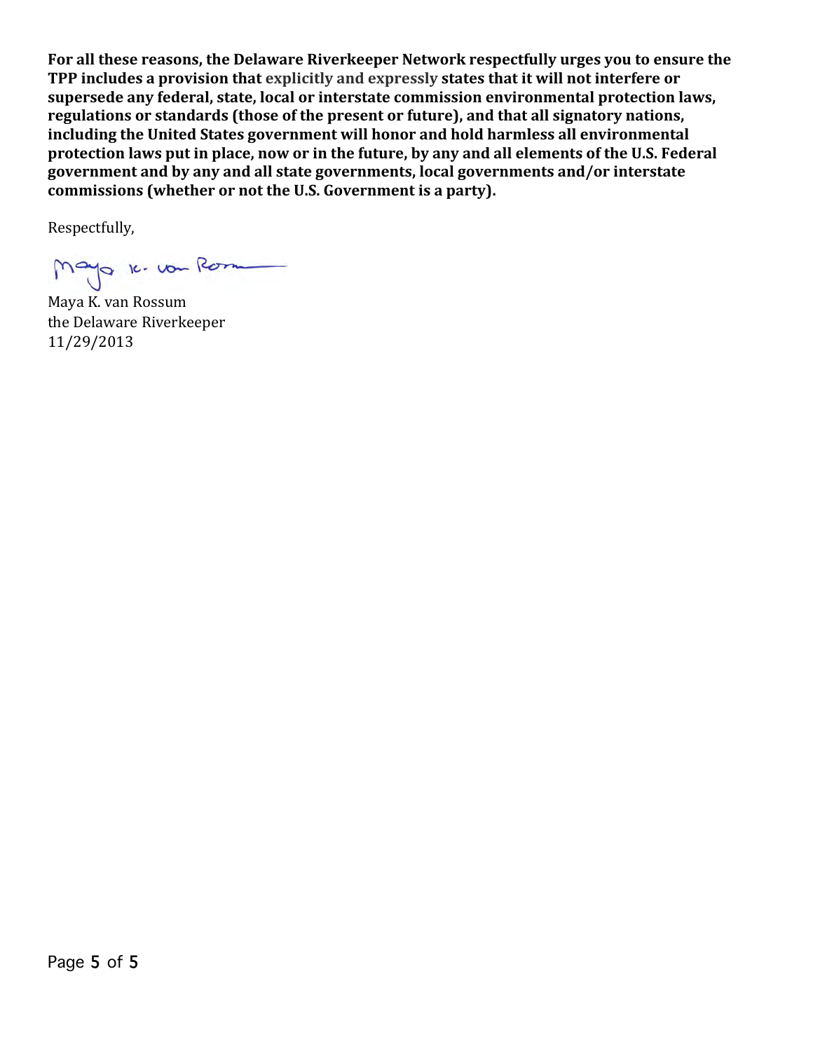**For all these reasons, the Delaware Riverkeeper Network respectfully urges you to ensure the TPP includes a provision that explicitly and expressly states that it will not interfere or supersede any federal, state, local or interstate commission environmental protection laws, regulations or standards (those of the present or future), and that all signatory nations, including the United States government will honor and hold harmless all environmental protection laws put in place, now or in the future, by any and all elements of the U.S. Federal government and by any and all state governments, local governments and/or interstate commissions (whether or not the U.S. Government is a party).**

Respectfully,

Maya K. van Rossum
the Delaware Riverkeeper
11/29/2013